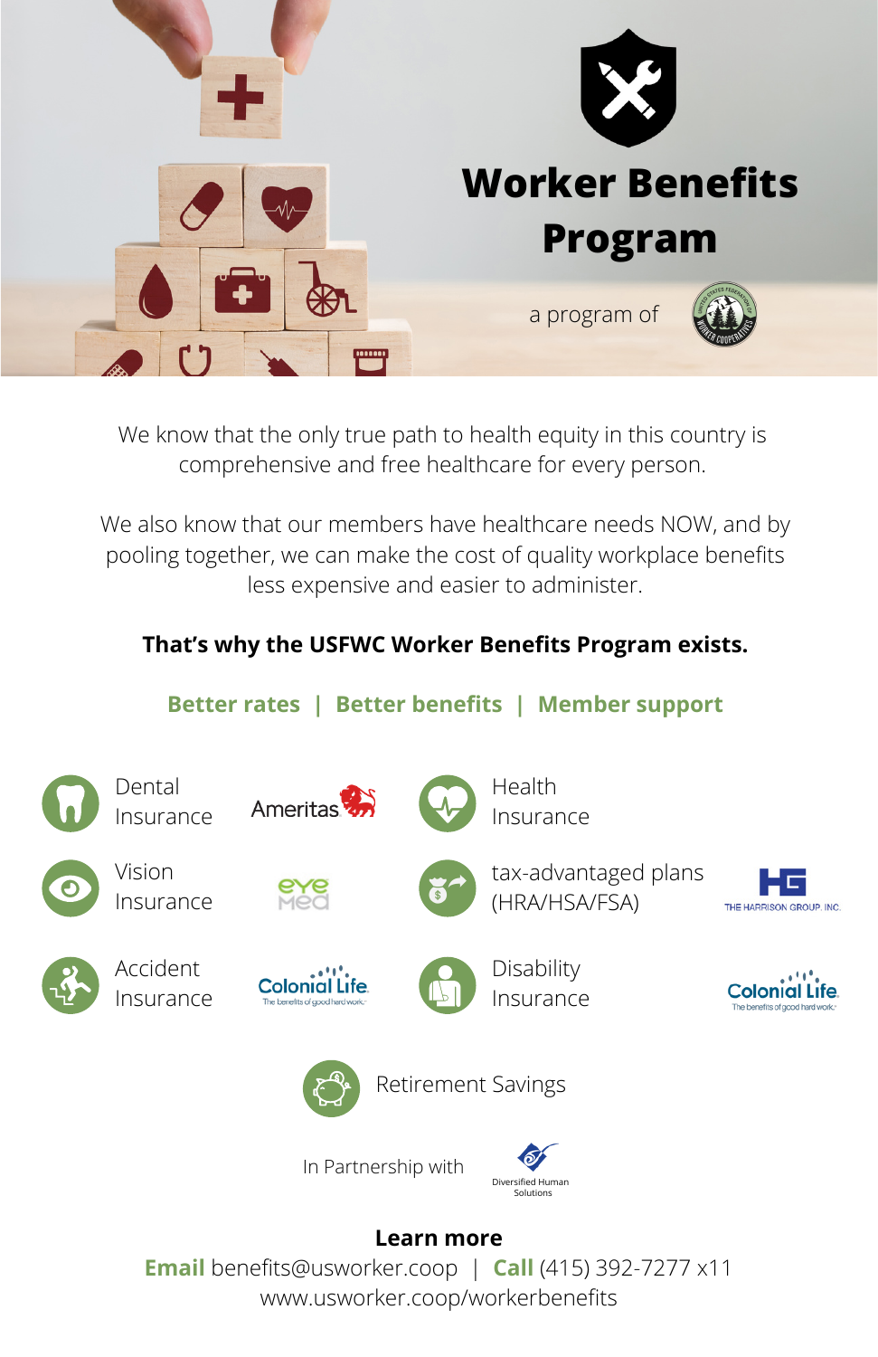# Worker Benefits Program

a program of

We know that the only true path to health equity in this country is comprehensive and free healthcare for every person.

We also know that our members have healthcare needs NOW, and by pooling together, we can make the cost of quality workplace benefits less expensive and easier to administer.

**That's why the USFWC Worker Benefits Program exists.**

**Better rates | Better benefits | Member support**

- Dental Insurance — Ameritas
- Health Insurance
- Vision Insurance — EyeMed
- tax-advantaged plans (HRA/HSA/FSA) — The Harrison Group, Inc.
- Accident Insurance — Colonial Life
- Disability Insurance — Colonial Life
- Retirement Savings

In Partnership with Diversified Human Solutions

**Learn more**

**Email** benefits@usworker.coop | **Call** (415) 392-7277 x11

www.usworker.coop/workerbenefits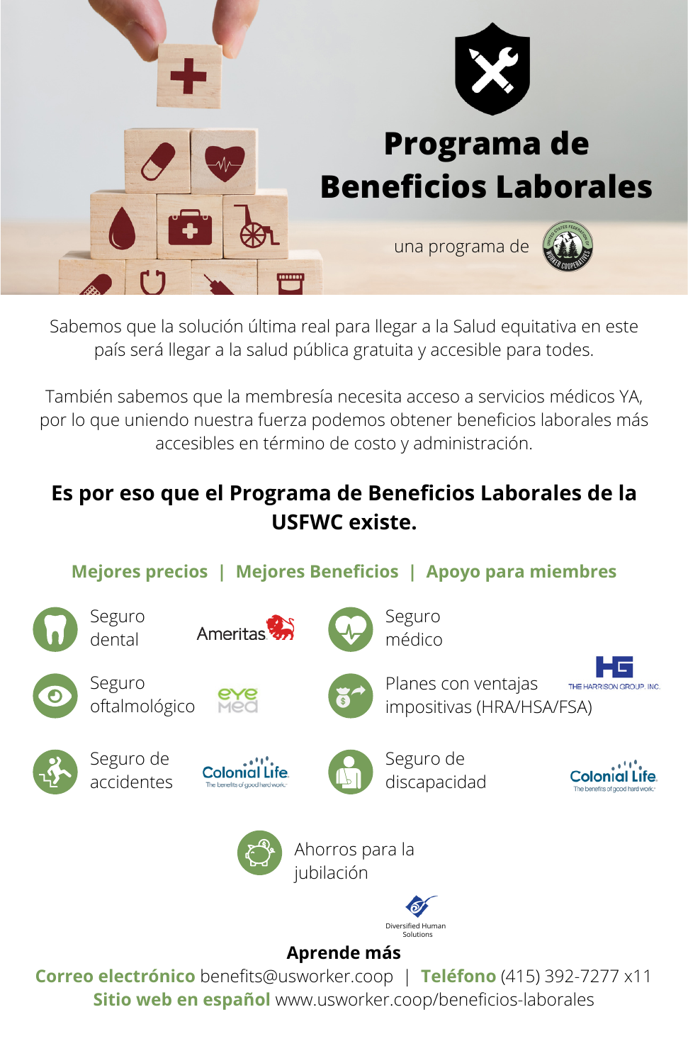# Programa de Beneficios Laborales

una programa de

Sabemos que la solución última real para llegar a la Salud equitativa en este país será llegar a la salud pública gratuita y accesible para todes.

También sabemos que la membresía necesita acceso a servicios médicos YA, por lo que uniendo nuestra fuerza podemos obtener beneficios laborales más accesibles en término de costo y administración.

## Es por eso que el Programa de Beneficios Laborales de la USFWC existe.

**Mejores precios | Mejores Beneficios | Apoyo para miembres**

- Seguro dental — Ameritas
- Seguro médico
- Seguro oftalmológico — eye med
- Planes con ventajas impositivas (HRA/HSA/FSA) — The Harrison Group, Inc.
- Seguro de accidentes — Colonial Life
- Seguro de discapacidad — Colonial Life
- Ahorros para la jubilación — Diversified Human Solutions

### Aprende más

**Correo electrónico** benefits@usworker.coop | **Teléfono** (415) 392-7277 x11

**Sitio web en español** www.usworker.coop/beneficios-laborales